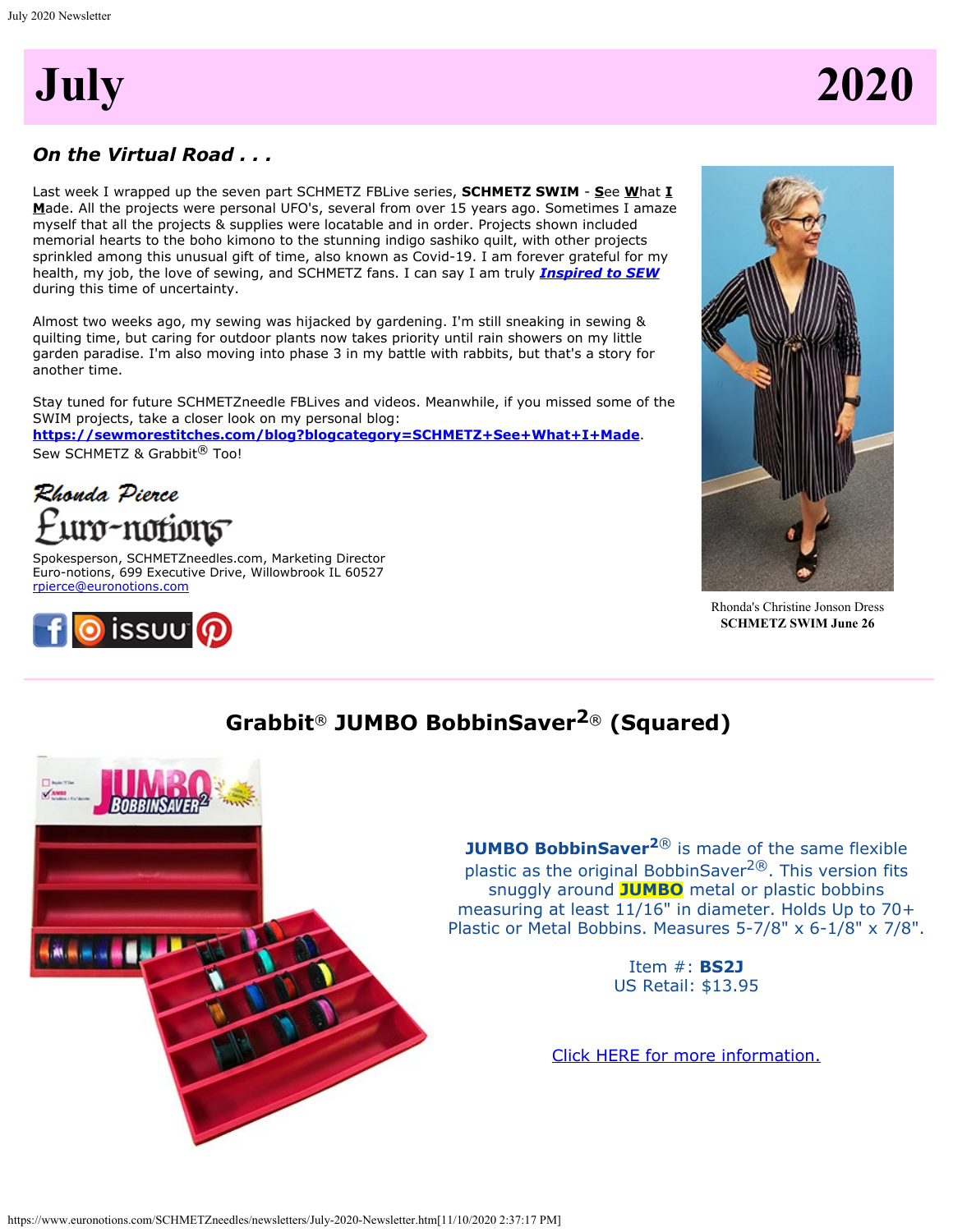# July 2020

## *On the Virtual Road . . .*

Last week I wrapped up the seven part SCHMETZ FBLive series, **SCHMETZ SWIM** - **S**ee **W**hat **I** **M**ade. All the projects were personal UFO's, several from over 15 years ago. Sometimes I amaze myself that all the projects & supplies were locatable and in order. Projects shown included memorial hearts to the boho kimono to the stunning indigo sashiko quilt, with other projects sprinkled among this unusual gift of time, also known as Covid-19. I am forever grateful for my health, my job, the love of sewing, and SCHMETZ fans. I can say I am truly ***Inspired to SEW*** during this time of uncertainty.

Almost two weeks ago, my sewing was hijacked by gardening. I'm still sneaking in sewing & quilting time, but caring for outdoor plants now takes priority until rain showers on my little garden paradise. I'm also moving into phase 3 in my battle with rabbits, but that's a story for another time.

Stay tuned for future SCHMETZneedle FBLives and videos. Meanwhile, if you missed some of the SWIM projects, take a closer look on my personal blog: **https://sewmorestitches.com/blog?blogcategory=SCHMETZ+See+What+I+Made**. Sew SCHMETZ & Grabbit® Too!

Rhonda Pierce
Euro-notions

Spokesperson, SCHMETZneedles.com, Marketing Director
Euro-notions, 699 Executive Drive, Willowbrook IL 60527
rpierce@euronotions.com

Rhonda's Christine Jonson Dress
**SCHMETZ SWIM June 26**

## Grabbit® JUMBO BobbinSaver²® (Squared)

**JUMBO BobbinSaver²®** is made of the same flexible plastic as the original BobbinSaver²®. This version fits snuggly around **JUMBO** metal or plastic bobbins measuring at least 11/16" in diameter. Holds Up to 70+ Plastic or Metal Bobbins. Measures 5-7/8" x 6-1/8" x 7/8".

Item #: **BS2J**
US Retail: $13.95

Click HERE for more information.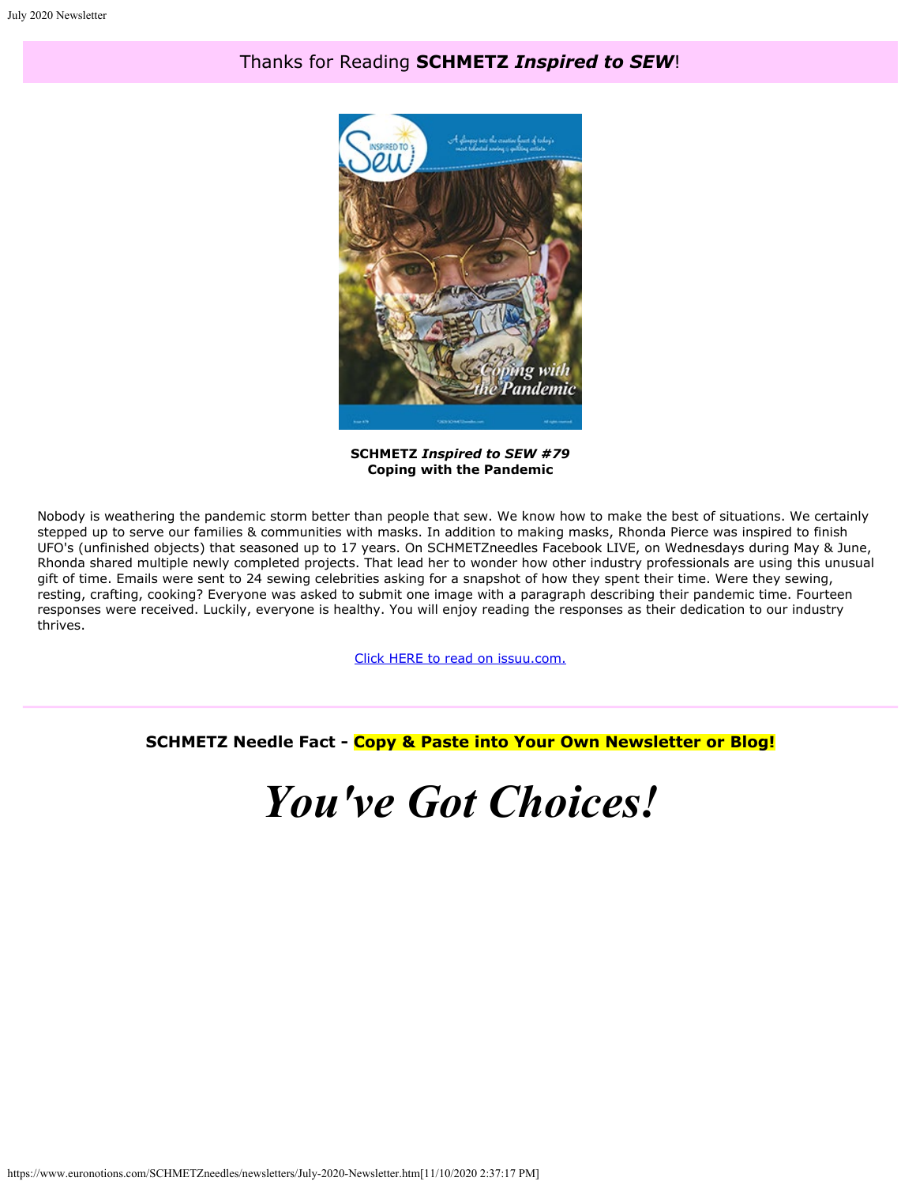Thanks for Reading **SCHMETZ *Inspired to SEW***!

**SCHMETZ *Inspired to SEW #79***
**Coping with the Pandemic**

Nobody is weathering the pandemic storm better than people that sew. We know how to make the best of situations. We certainly stepped up to serve our families & communities with masks. In addition to making masks, Rhonda Pierce was inspired to finish UFO's (unfinished objects) that seasoned up to 17 years. On SCHMETZneedles Facebook LIVE, on Wednesdays during May & June, Rhonda shared multiple newly completed projects. That lead her to wonder how other industry professionals are using this unusual gift of time. Emails were sent to 24 sewing celebrities asking for a snapshot of how they spent their time. Were they sewing, resting, crafting, cooking? Everyone was asked to submit one image with a paragraph describing their pandemic time. Fourteen responses were received. Luckily, everyone is healthy. You will enjoy reading the responses as their dedication to our industry thrives.

Click HERE to read on issuu.com.

---

**SCHMETZ Needle Fact - Copy & Paste into Your Own Newsletter or Blog!**

# *You've Got Choices!*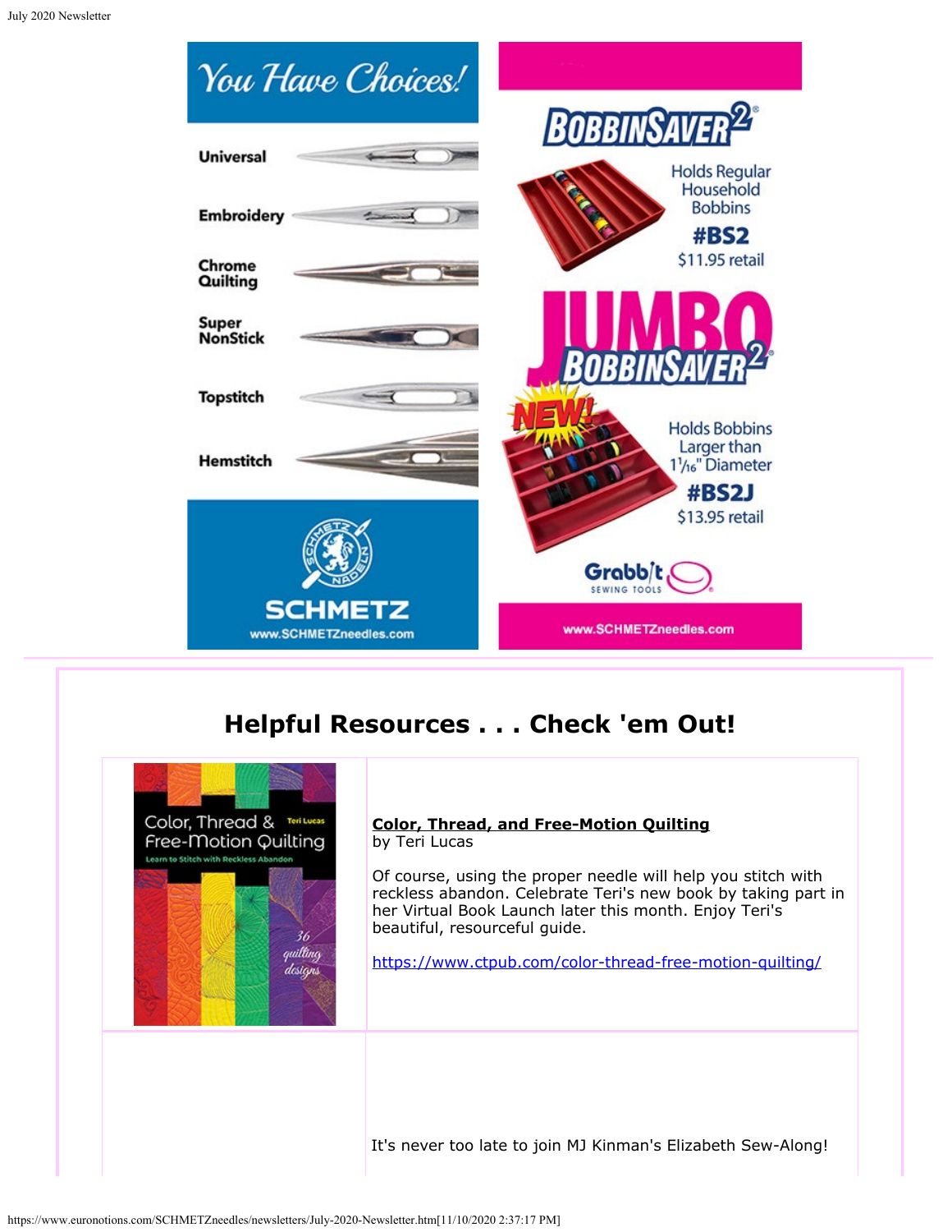You Have Choices!

Universal

Embroidery

Chrome Quilting

Super NonStick

Topstitch

Hemstitch

SCHMETZ
www.SCHMETZneedles.com

BOBBINSAVER2®

Holds Regular Household Bobbins

#BS2
$11.95 retail

NEW!

JUMBO BOBBINSAVER2®

Holds Bobbins Larger than 1 1/16" Diameter

#BS2J
$13.95 retail

Grabbit SEWING TOOLS

www.SCHMETZneedles.com

## Helpful Resources . . . Check 'em Out!

Color, Thread & Free-Motion Quilting
Teri Lucas
Learn to Stitch with Reckless Abandon
36 quilting designs

**Color, Thread, and Free-Motion Quilting**
by Teri Lucas

Of course, using the proper needle will help you stitch with reckless abandon. Celebrate Teri's new book by taking part in her Virtual Book Launch later this month. Enjoy Teri's beautiful, resourceful guide.

https://www.ctpub.com/color-thread-free-motion-quilting/

It's never too late to join MJ Kinman's Elizabeth Sew-Along!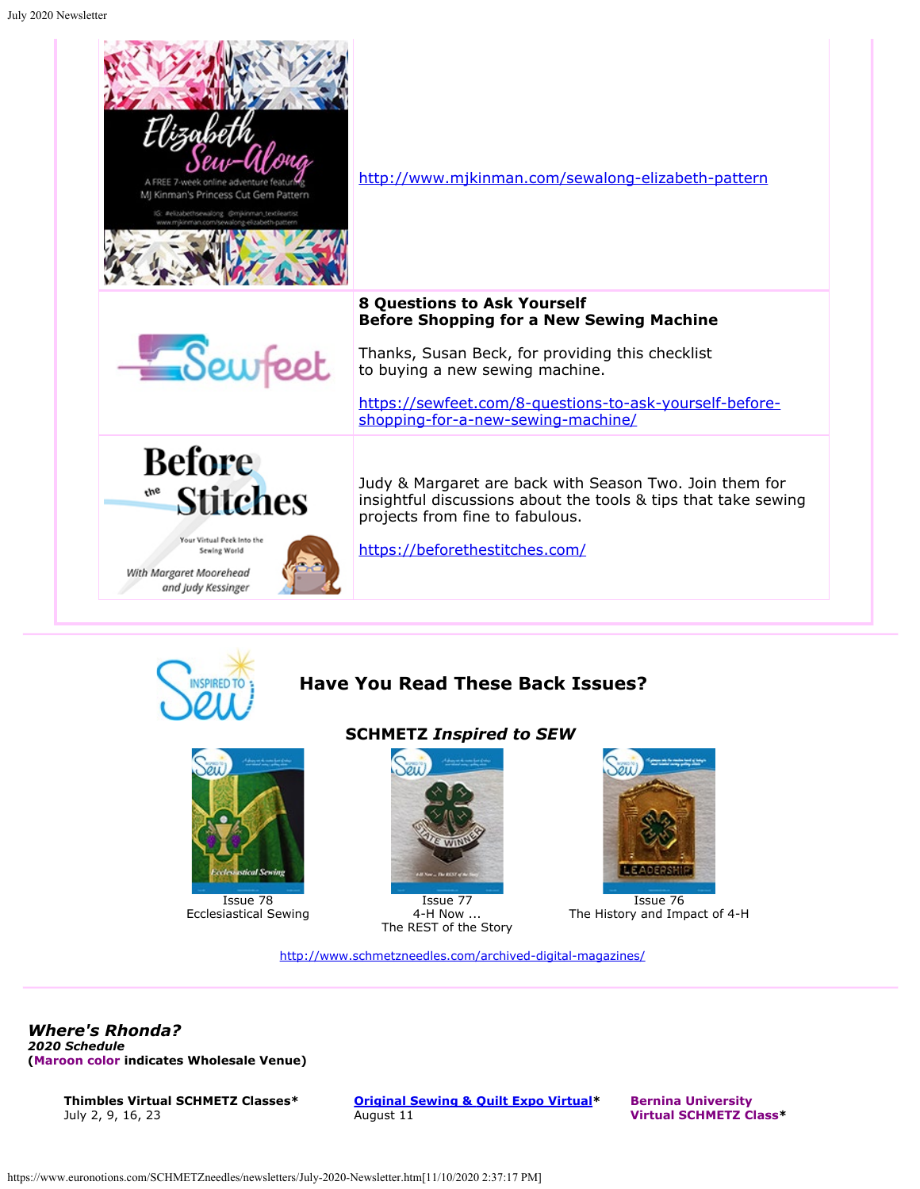http://www.mjkinman.com/sewalong-elizabeth-pattern

**8 Questions to Ask Yourself**
**Before Shopping for a New Sewing Machine**

Thanks, Susan Beck, for providing this checklist to buying a new sewing machine.

https://sewfeet.com/8-questions-to-ask-yourself-before-shopping-for-a-new-sewing-machine/

Judy & Margaret are back with Season Two. Join them for insightful discussions about the tools & tips that take sewing projects from fine to fabulous.

https://beforethestitches.com/

## Have You Read These Back Issues?

### SCHMETZ *Inspired to SEW*

Issue 78
Ecclesiastical Sewing

Issue 77
4-H Now ...
The REST of the Story

Issue 76
The History and Impact of 4-H

http://www.schmetzneedles.com/archived-digital-magazines/

## *Where's Rhonda?*

***2020 Schedule***
**(Maroon color indicates Wholesale Venue)**

**Thimbles Virtual SCHMETZ Classes***
July 2, 9, 16, 23

**Original Sewing & Quilt Expo Virtual***
August 11

**Bernina University Virtual SCHMETZ Class***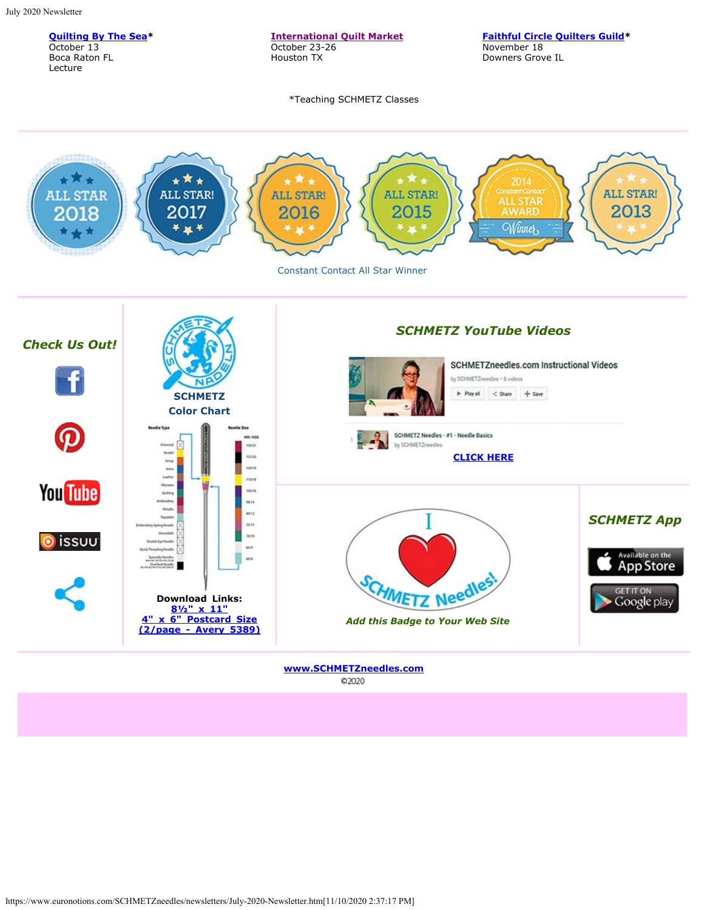**Quilting By The Sea***
October 13
Boca Raton FL
Lecture

**International Quilt Market**
October 23-26
Houston TX

**Faithful Circle Quilters Guild***
November 18
Downers Grove IL

*Teaching SCHMETZ Classes

Constant Contact All Star Winner

***Check Us Out!***

**SCHMETZ Color Chart**

**Download Links:**
**8½" x 11"**
**4" x 6" Postcard Size (2/page - Avery 5389)**

***SCHMETZ YouTube Videos***

**CLICK HERE**

***Add this Badge to Your Web Site***

***SCHMETZ App***

**www.SCHMETZneedles.com**
©2020